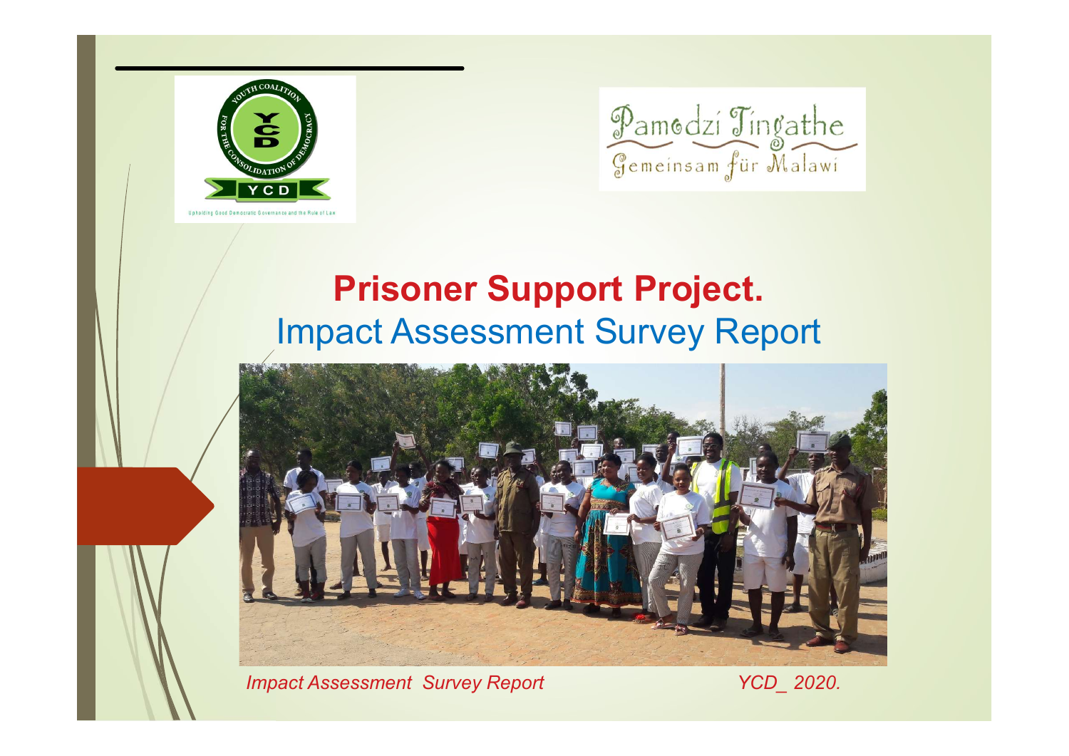# Prisoner Support Project.

## Impact Assessment Survey Report

*Impact Assessment Survey Report*

*YCD_ 2020.*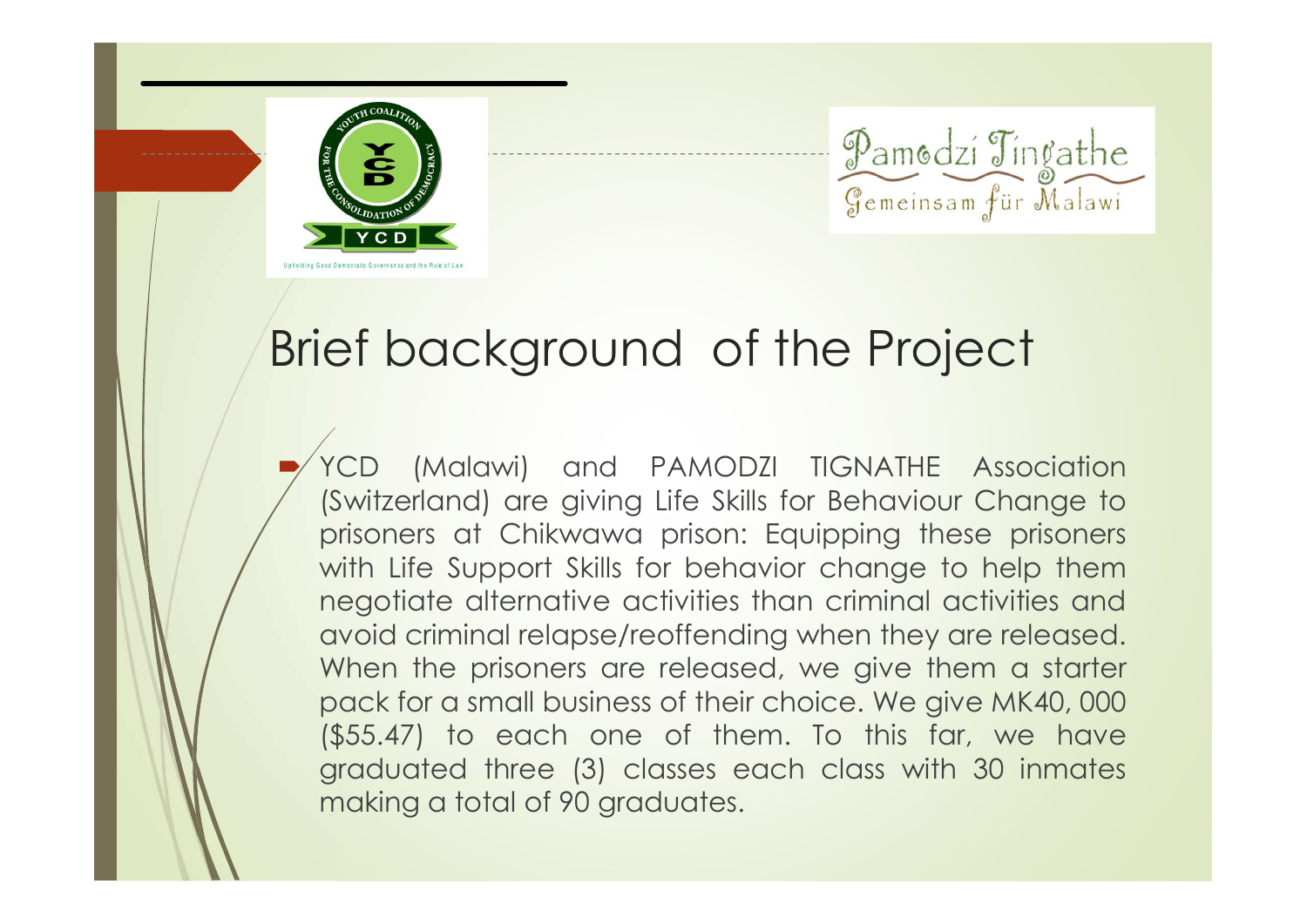# Brief background of the Project

- YCD (Malawi) and PAMODZI TIGNATHE Association (Switzerland) are giving Life Skills for Behaviour Change to prisoners at Chikwawa prison: Equipping these prisoners with Life Support Skills for behavior change to help them negotiate alternative activities than criminal activities and avoid criminal relapse/reoffending when they are released. When the prisoners are released, we give them a starter pack for a small business of their choice. We give MK40, 000 ($55.47) to each one of them. To this far, we have graduated three (3) classes each class with 30 inmates making a total of 90 graduates.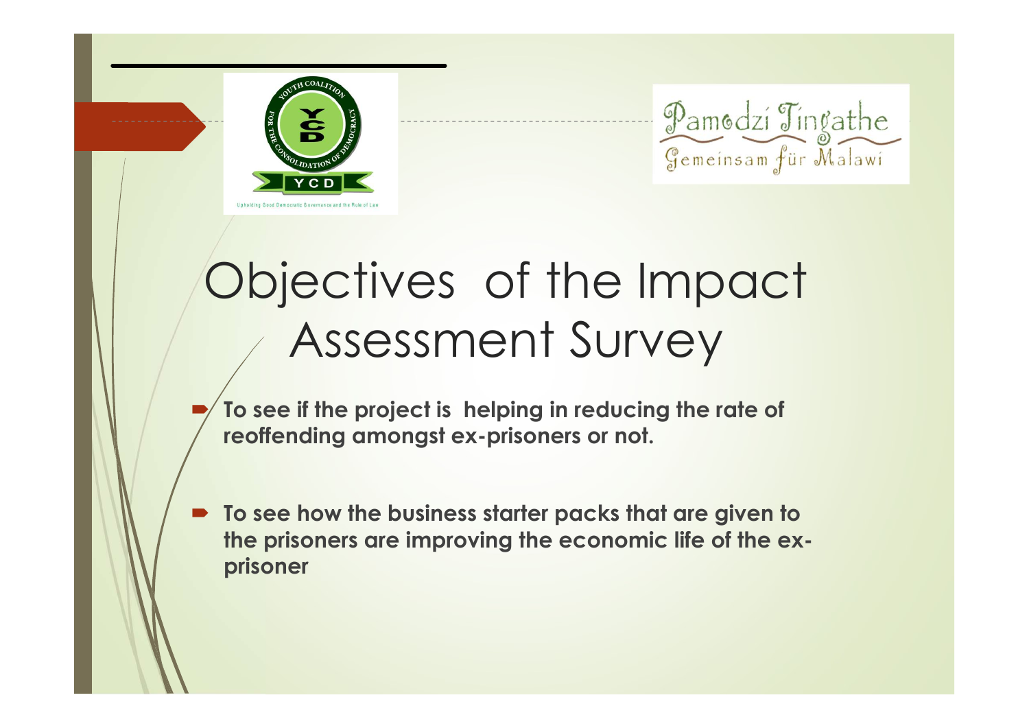# Objectives of the Impact Assessment Survey

- **To see if the project is helping in reducing the rate of reoffending amongst ex-prisoners or not.**

- **To see how the business starter packs that are given to the prisoners are improving the economic life of the ex-prisoner**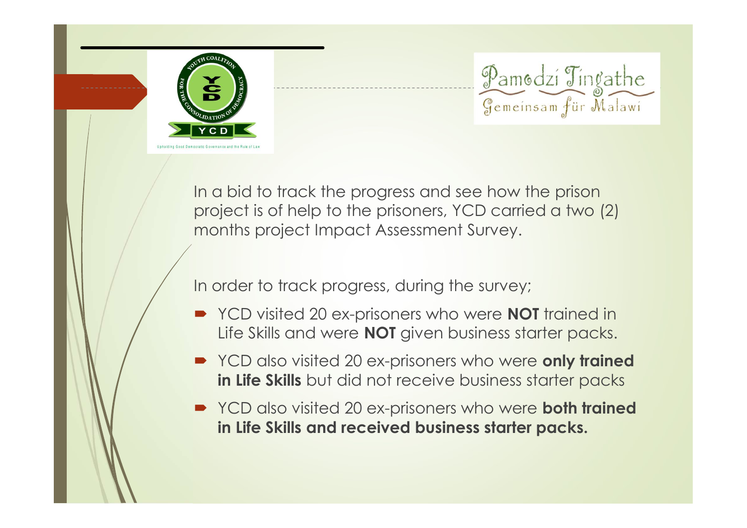In a bid to track the progress and see how the prison project is of help to the prisoners, YCD carried a two (2) months project Impact Assessment Survey.

In order to track progress, during the survey;

- YCD visited 20 ex-prisoners who were **NOT** trained in Life Skills and were **NOT** given business starter packs.
- YCD also visited 20 ex-prisoners who were **only trained in Life Skills** but did not receive business starter packs
- YCD also visited 20 ex-prisoners who were **both trained in Life Skills and received business starter packs.**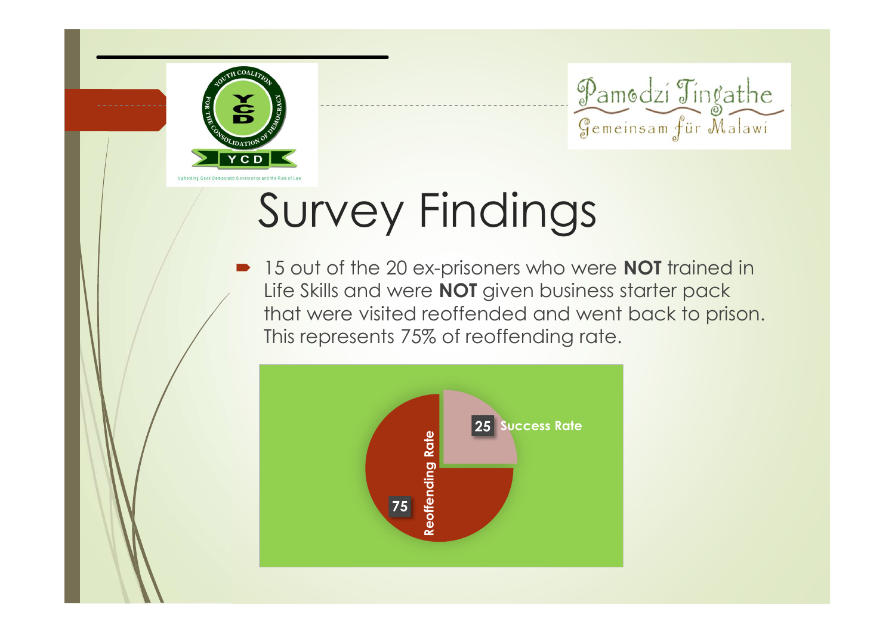# Survey Findings

- 15 out of the 20 ex-prisoners who were **NOT** trained in Life Skills and were **NOT** given business starter pack that were visited reoffended and went back to prison. This represents 75% of reoffending rate.

25 Success Rate

75 Reoffending Rate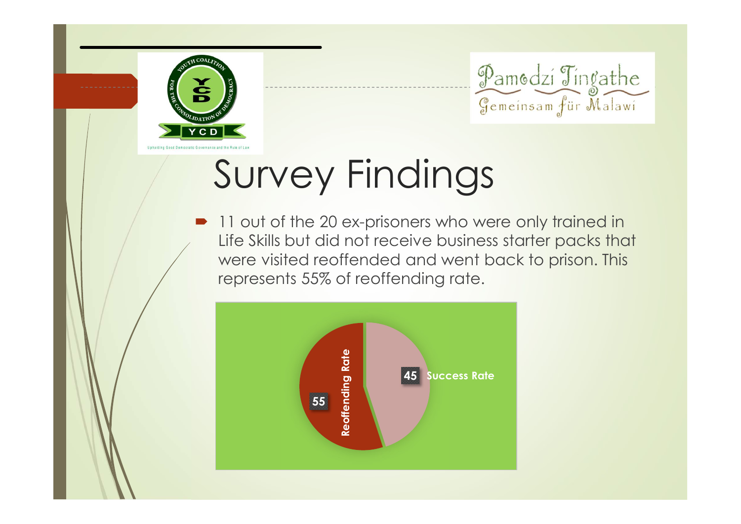# Survey Findings

- 11 out of the 20 ex-prisoners who were only trained in Life Skills but did not receive business starter packs that were visited reoffended and went back to prison. This represents 55% of reoffending rate.

55 Reoffending Rate

45 Success Rate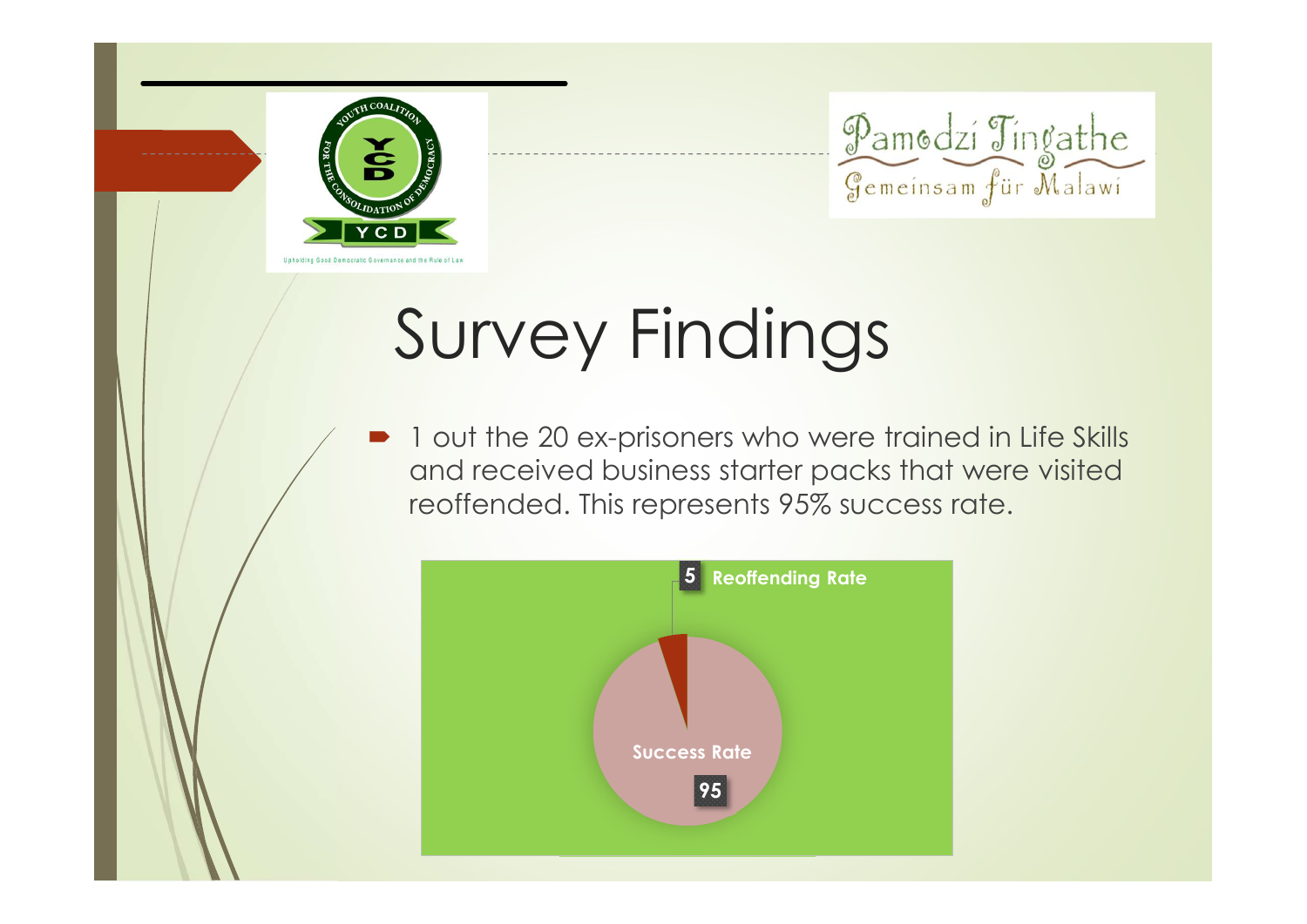Pamodzi Tingathe

Gemeinsam für Malawi

# Survey Findings

- 1 out the 20 ex-prisoners who were trained in Life Skills and received business starter packs that were visited reoffended. This represents 95% success rate.

5 Reoffending Rate

Success Rate 95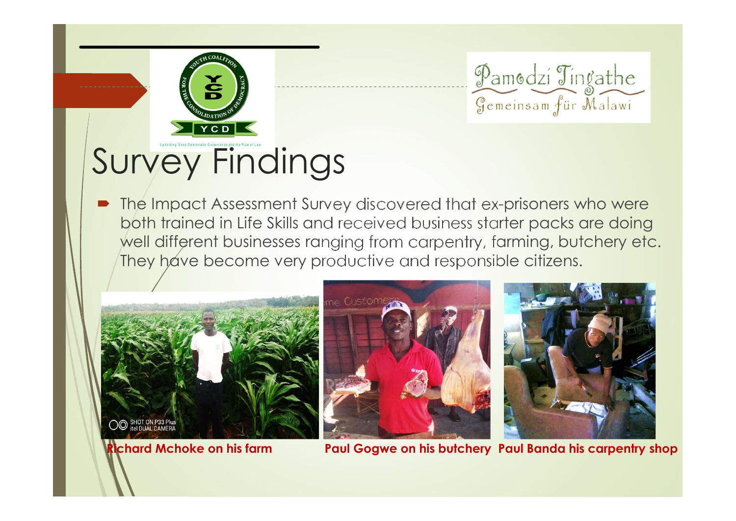# Survey Findings

- The Impact Assessment Survey discovered that ex-prisoners who were both trained in Life Skills and received business starter packs are doing well different businesses ranging from carpentry, farming, butchery etc. They have become very productive and responsible citizens.

**Richard Mchoke on his farm** **Paul Gogwe on his butchery** **Paul Banda his carpentry shop**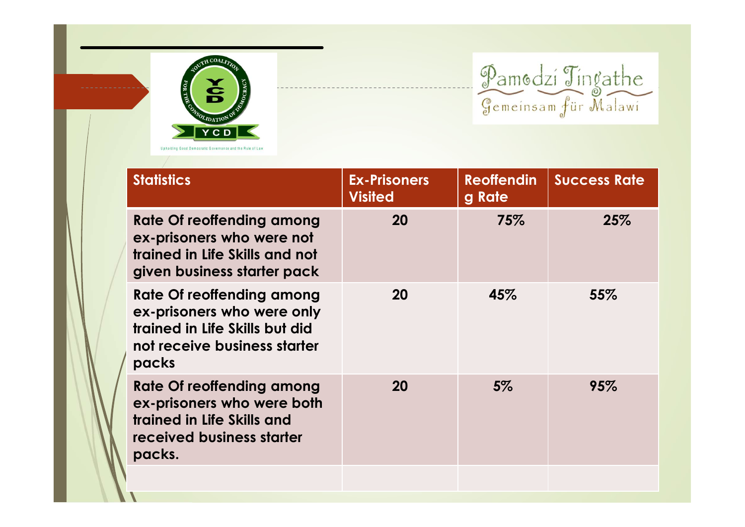| Statistics | Ex-Prisoners Visited | Reoffending Rate | Success Rate |
|---|---|---|---|
| **Rate Of reoffending among ex-prisoners who were not trained in Life Skills and not given business starter pack** | **20** | ***75%*** | ***25%*** |
| **Rate Of reoffending among ex-prisoners who were only trained in Life Skills but did not receive business starter packs** | **20** | **45%** | **55%** |
| **Rate Of reoffending among ex-prisoners who were both trained in Life Skills and received business starter packs.** | **20** | ***5%*** | **95%** |
| | | | |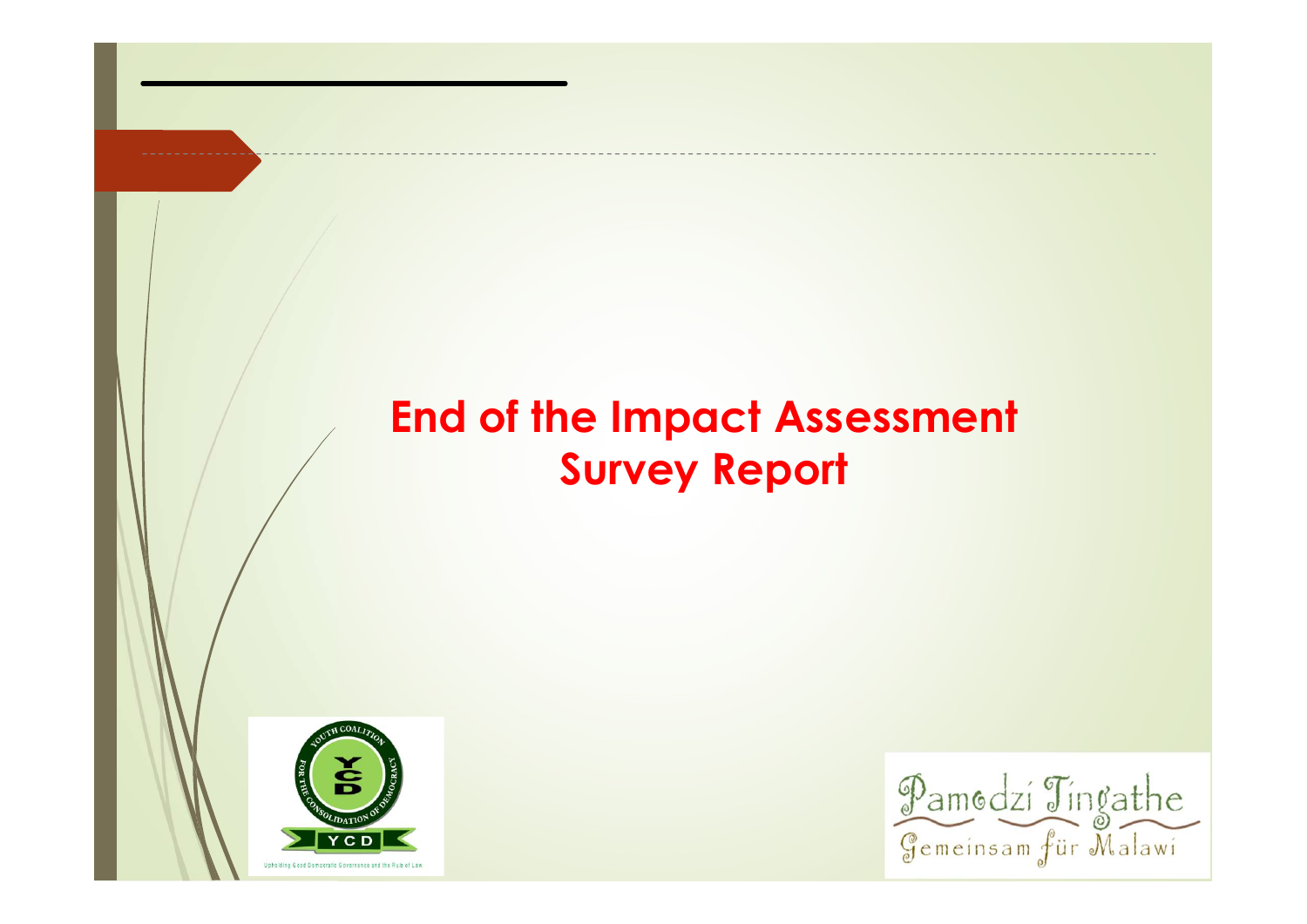# End of the Impact Assessment Survey Report